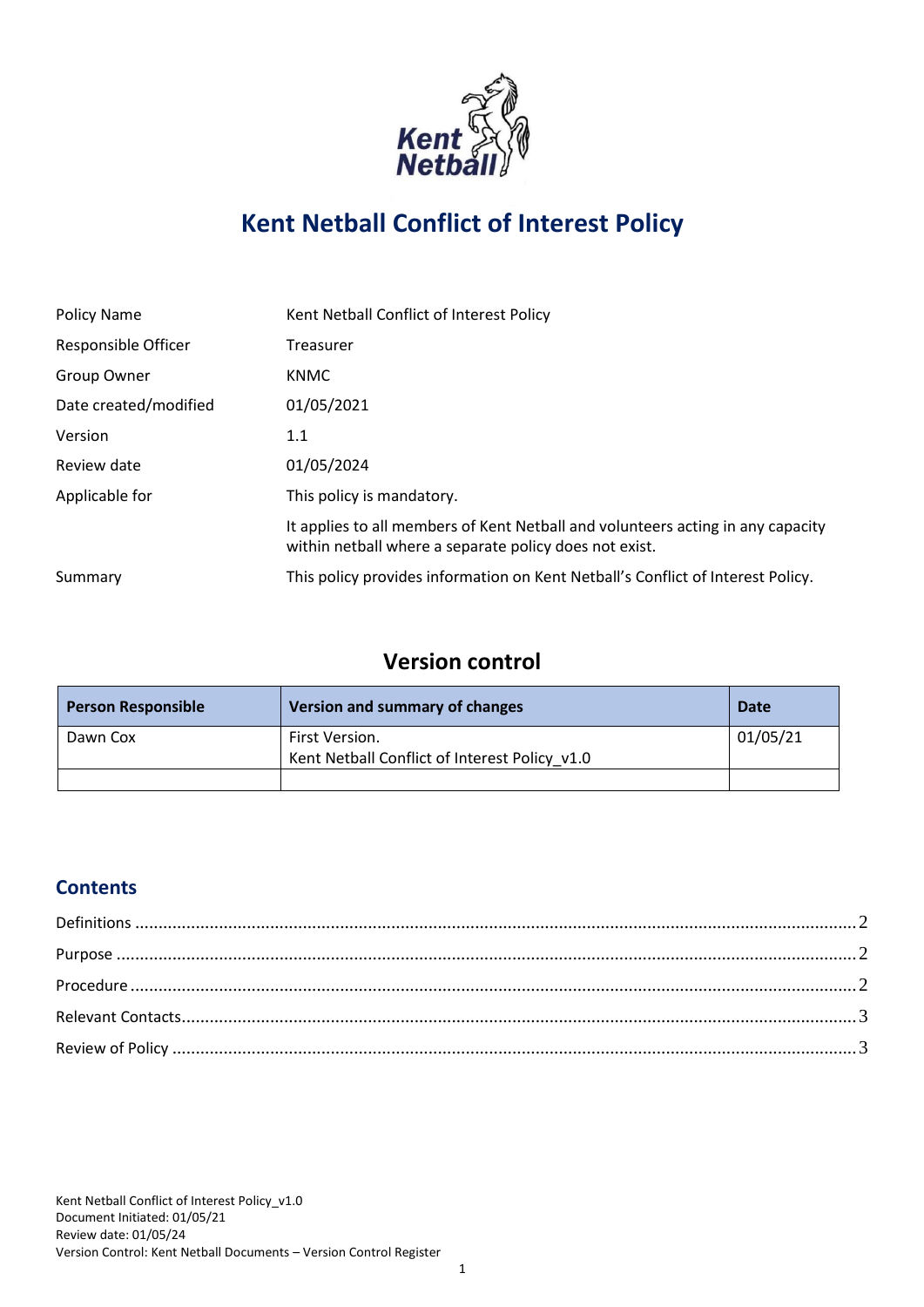# Kent Netball Conflict of Interest Policy

| | |
|---|---|
| Policy Name | Kent Netball Conflict of Interest Policy |
| Responsible Officer | Treasurer |
| Group Owner | KNMC |
| Date created/modified | 01/05/2021 |
| Version | 1.1 |
| Review date | 01/05/2024 |
| Applicable for | This policy is mandatory. |
| | It applies to all members of Kent Netball and volunteers acting in any capacity within netball where a separate policy does not exist. |
| Summary | This policy provides information on Kent Netball's Conflict of Interest Policy. |

## Version control

| Person Responsible | Version and summary of changes | Date |
|---|---|---|
| Dawn Cox | First Version.<br>Kent Netball Conflict of Interest Policy_v1.0 | 01/05/21 |
| | | |

## Contents

Definitions .......... 2
Purpose .......... 2
Procedure .......... 2
Relevant Contacts .......... 3
Review of Policy .......... 3

Kent Netball Conflict of Interest Policy_v1.0
Document Initiated: 01/05/21
Review date: 01/05/24
Version Control: Kent Netball Documents – Version Control Register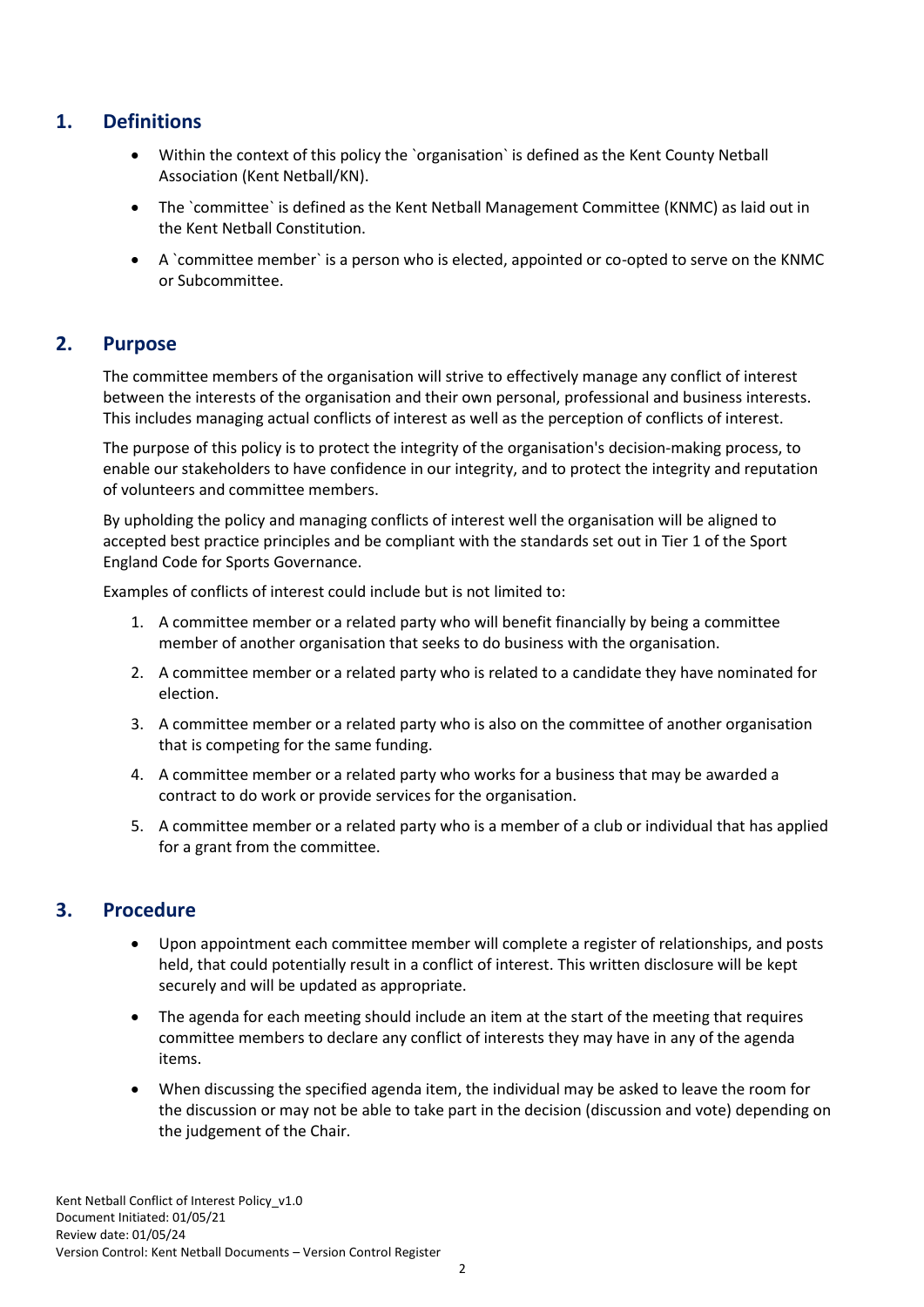## 1. Definitions

- Within the context of this policy the `organisation` is defined as the Kent County Netball Association (Kent Netball/KN).
- The `committee` is defined as the Kent Netball Management Committee (KNMC) as laid out in the Kent Netball Constitution.
- A `committee member` is a person who is elected, appointed or co-opted to serve on the KNMC or Subcommittee.

## 2. Purpose

The committee members of the organisation will strive to effectively manage any conflict of interest between the interests of the organisation and their own personal, professional and business interests. This includes managing actual conflicts of interest as well as the perception of conflicts of interest.

The purpose of this policy is to protect the integrity of the organisation's decision-making process, to enable our stakeholders to have confidence in our integrity, and to protect the integrity and reputation of volunteers and committee members.

By upholding the policy and managing conflicts of interest well the organisation will be aligned to accepted best practice principles and be compliant with the standards set out in Tier 1 of the Sport England Code for Sports Governance.

Examples of conflicts of interest could include but is not limited to:

1. A committee member or a related party who will benefit financially by being a committee member of another organisation that seeks to do business with the organisation.
2. A committee member or a related party who is related to a candidate they have nominated for election.
3. A committee member or a related party who is also on the committee of another organisation that is competing for the same funding.
4. A committee member or a related party who works for a business that may be awarded a contract to do work or provide services for the organisation.
5. A committee member or a related party who is a member of a club or individual that has applied for a grant from the committee.

## 3. Procedure

- Upon appointment each committee member will complete a register of relationships, and posts held, that could potentially result in a conflict of interest. This written disclosure will be kept securely and will be updated as appropriate.
- The agenda for each meeting should include an item at the start of the meeting that requires committee members to declare any conflict of interests they may have in any of the agenda items.
- When discussing the specified agenda item, the individual may be asked to leave the room for the discussion or may not be able to take part in the decision (discussion and vote) depending on the judgement of the Chair.

Kent Netball Conflict of Interest Policy_v1.0
Document Initiated: 01/05/21
Review date: 01/05/24
Version Control: Kent Netball Documents – Version Control Register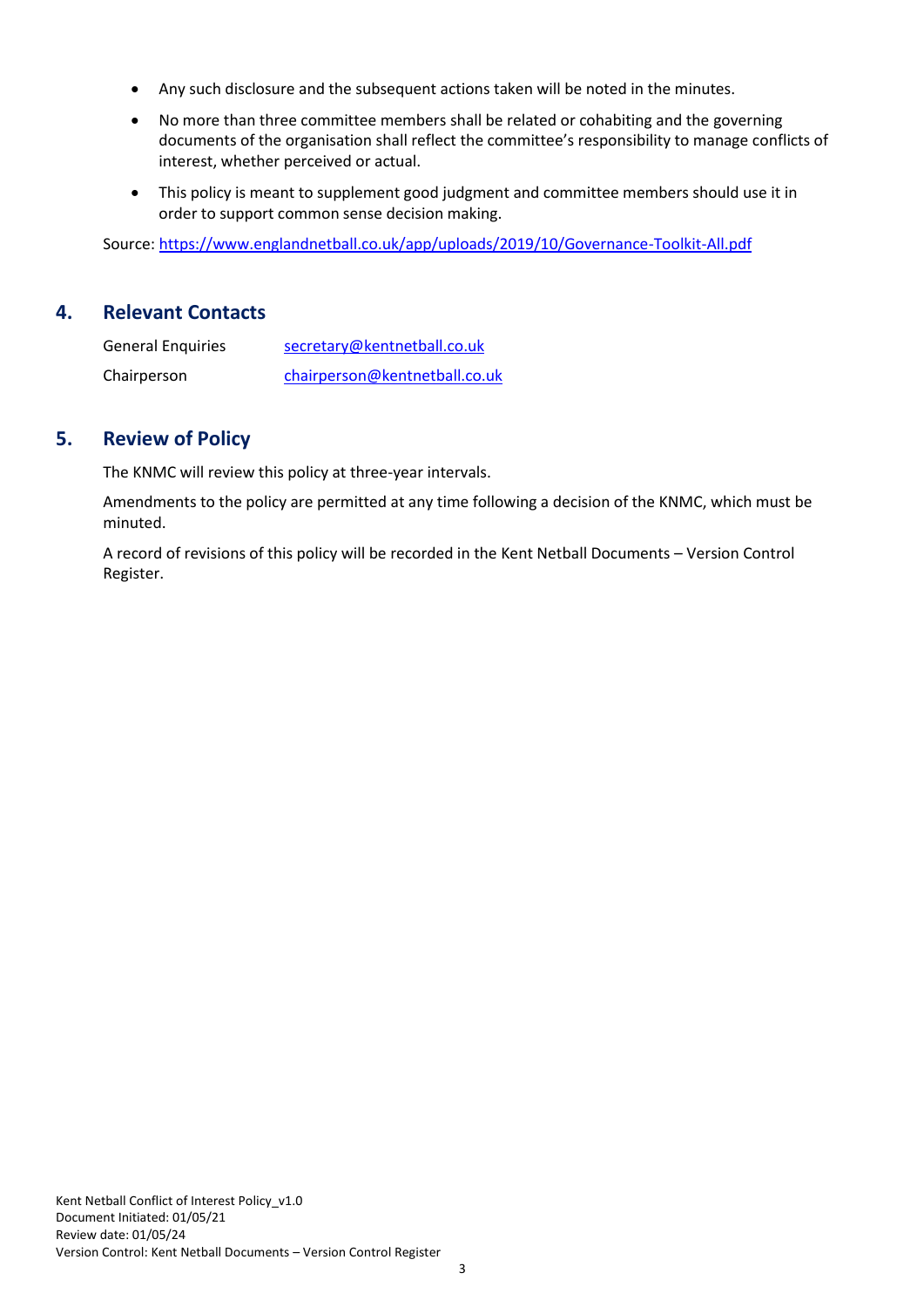- Any such disclosure and the subsequent actions taken will be noted in the minutes.
- No more than three committee members shall be related or cohabiting and the governing documents of the organisation shall reflect the committee's responsibility to manage conflicts of interest, whether perceived or actual.
- This policy is meant to supplement good judgment and committee members should use it in order to support common sense decision making.

Source: https://www.englandnetball.co.uk/app/uploads/2019/10/Governance-Toolkit-All.pdf

## 4. Relevant Contacts

| | |
|---|---|
| General Enquiries | secretary@kentnetball.co.uk |
| Chairperson | chairperson@kentnetball.co.uk |

## 5. Review of Policy

The KNMC will review this policy at three-year intervals.

Amendments to the policy are permitted at any time following a decision of the KNMC, which must be minuted.

A record of revisions of this policy will be recorded in the Kent Netball Documents – Version Control Register.

Kent Netball Conflict of Interest Policy_v1.0
Document Initiated: 01/05/21
Review date: 01/05/24
Version Control: Kent Netball Documents – Version Control Register